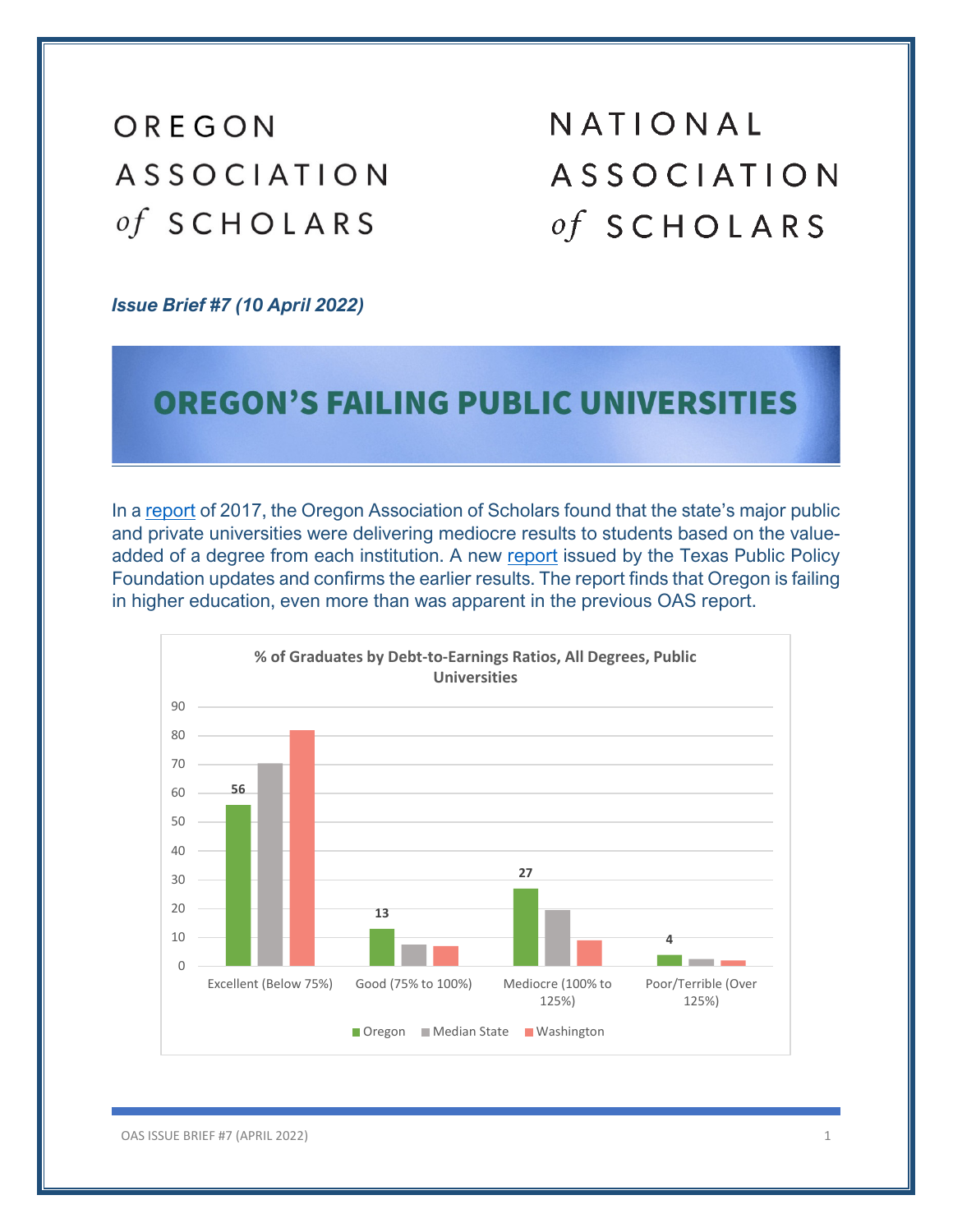OREGON ASSOCIATION *of* SCHOLARS

NATIONAL ASSOCIATION *of* SCHOLARS

***Issue Brief #7 (10 April 2022)***

# OREGON'S FAILING PUBLIC UNIVERSITIES

In a report of 2017, the Oregon Association of Scholars found that the state's major public and private universities were delivering mediocre results to students based on the value-added of a degree from each institution. A new report issued by the Texas Public Policy Foundation updates and confirms the earlier results. The report finds that Oregon is failing in higher education, even more than was apparent in the previous OAS report.

**% of Graduates by Debt-to-Earnings Ratios, All Degrees, Public Universities**

| Debt-to-Earnings Ratio | Oregon |
|---|---|
| Excellent (Below 75%) | 56 |
| Good (75% to 100%) | 13 |
| Mediocre (100% to 125%) | 27 |
| Poor/Terrible (Over 125%) | 4 |

Legend: Oregon, Median State, Washington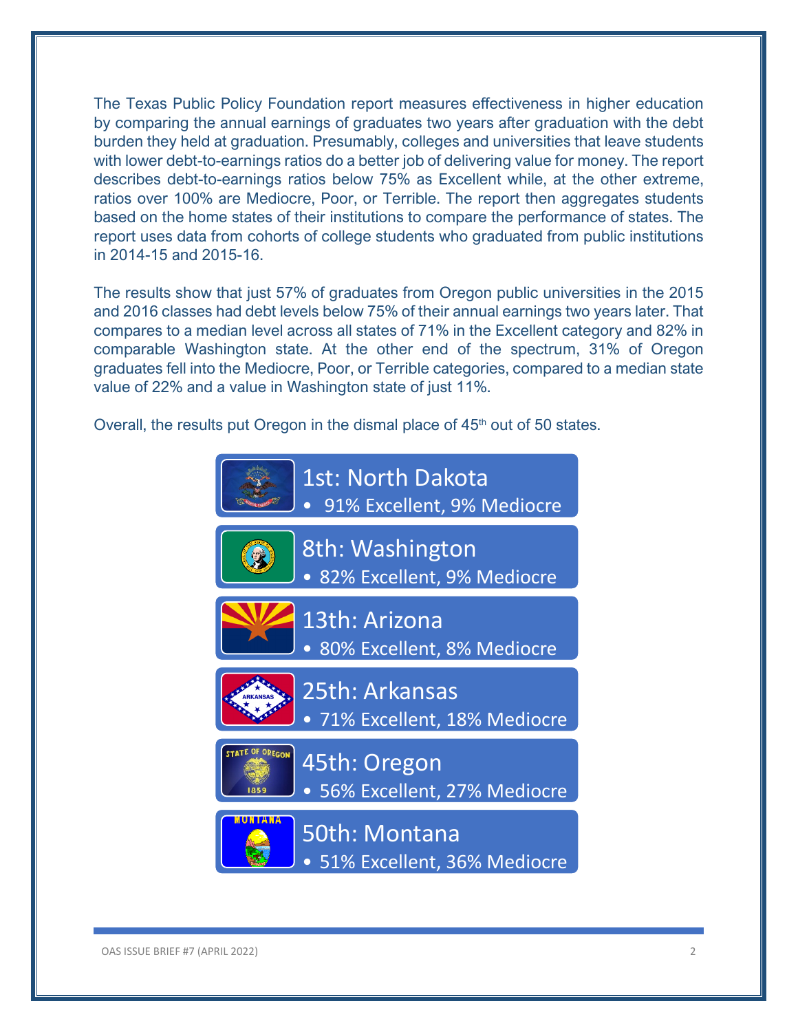The Texas Public Policy Foundation report measures effectiveness in higher education by comparing the annual earnings of graduates two years after graduation with the debt burden they held at graduation. Presumably, colleges and universities that leave students with lower debt-to-earnings ratios do a better job of delivering value for money. The report describes debt-to-earnings ratios below 75% as Excellent while, at the other extreme, ratios over 100% are Mediocre, Poor, or Terrible. The report then aggregates students based on the home states of their institutions to compare the performance of states. The report uses data from cohorts of college students who graduated from public institutions in 2014-15 and 2015-16.

The results show that just 57% of graduates from Oregon public universities in the 2015 and 2016 classes had debt levels below 75% of their annual earnings two years later. That compares to a median level across all states of 71% in the Excellent category and 82% in comparable Washington state. At the other end of the spectrum, 31% of Oregon graduates fell into the Mediocre, Poor, or Terrible categories, compared to a median state value of 22% and a value in Washington state of just 11%.

Overall, the results put Oregon in the dismal place of 45th out of 50 states.

**1st: North Dakota**
- 91% Excellent, 9% Mediocre

**8th: Washington**
- 82% Excellent, 9% Mediocre

**13th: Arizona**
- 80% Excellent, 8% Mediocre

**25th: Arkansas**
- 71% Excellent, 18% Mediocre

**45th: Oregon**
- 56% Excellent, 27% Mediocre

**50th: Montana**
- 51% Excellent, 36% Mediocre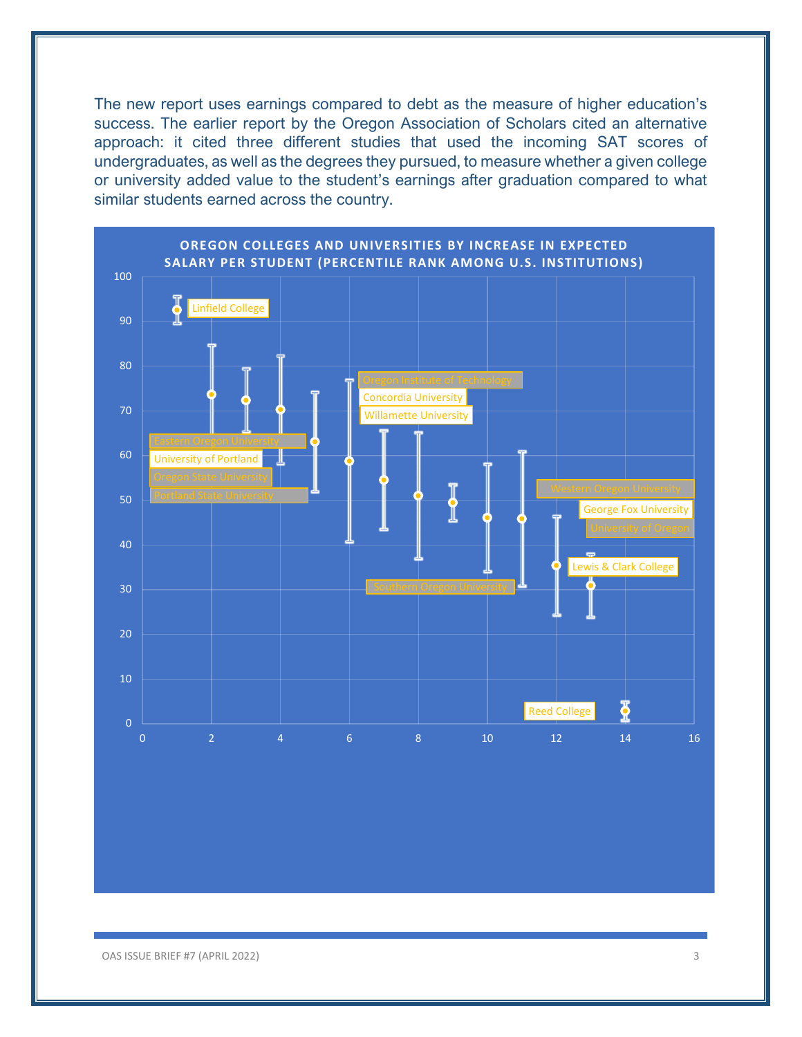The new report uses earnings compared to debt as the measure of higher education's success. The earlier report by the Oregon Association of Scholars cited an alternative approach: it cited three different studies that used the incoming SAT scores of undergraduates, as well as the degrees they pursued, to measure whether a given college or university added value to the student's earnings after graduation compared to what similar students earned across the country.

**OREGON COLLEGES AND UNIVERSITIES BY INCREASE IN EXPECTED SALARY PER STUDENT (PERCENTILE RANK AMONG U.S. INSTITUTIONS)**

Linfield College

Eastern Oregon University

University of Portland

Oregon State University

Portland State University

Oregon Institute of Technology

Concordia University

Willamette University

Southern Oregon University

Western Oregon University

George Fox University

University of Oregon

Lewis & Clark College

Reed College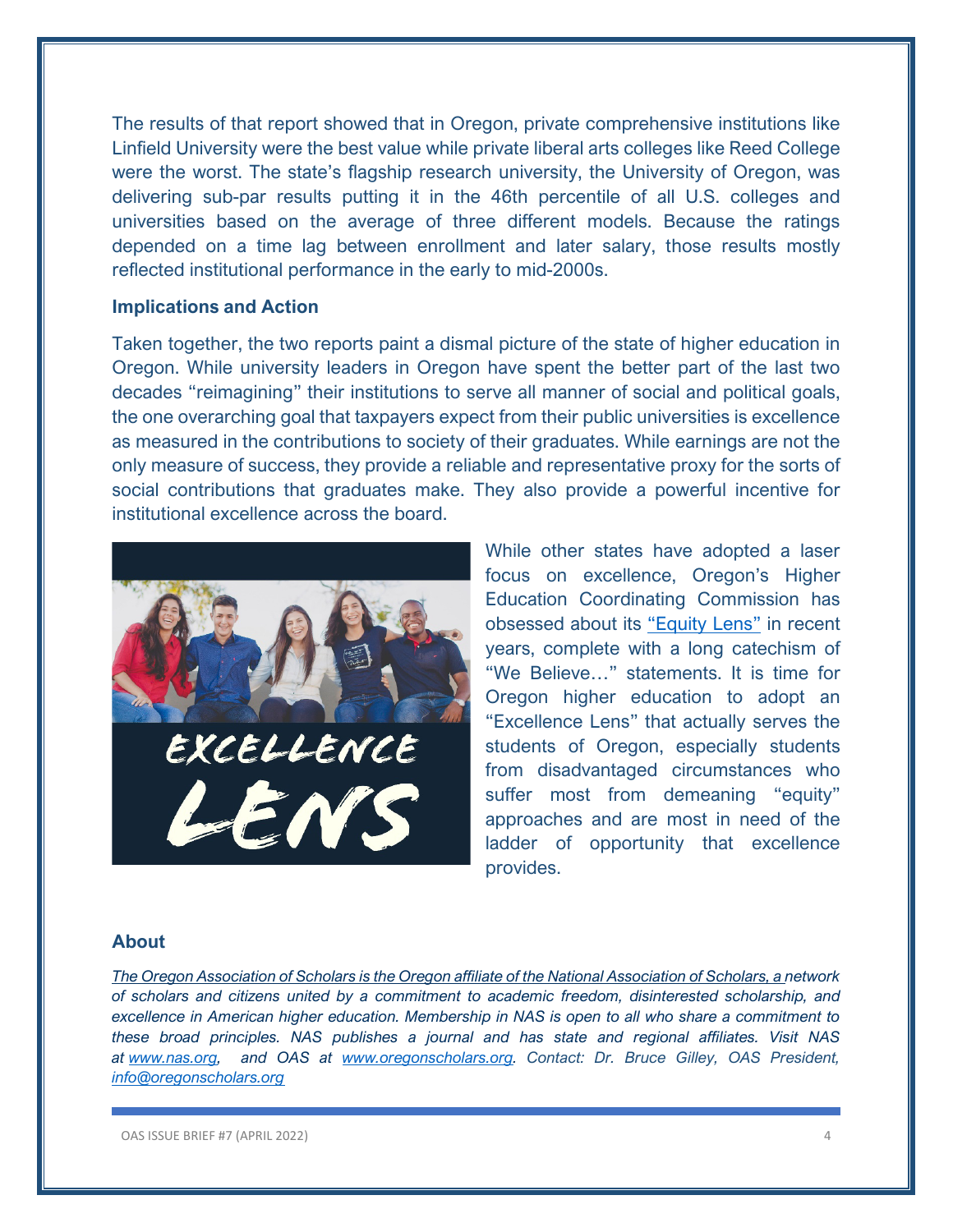The results of that report showed that in Oregon, private comprehensive institutions like Linfield University were the best value while private liberal arts colleges like Reed College were the worst. The state's flagship research university, the University of Oregon, was delivering sub-par results putting it in the 46th percentile of all U.S. colleges and universities based on the average of three different models. Because the ratings depended on a time lag between enrollment and later salary, those results mostly reflected institutional performance in the early to mid-2000s.

### Implications and Action

Taken together, the two reports paint a dismal picture of the state of higher education in Oregon. While university leaders in Oregon have spent the better part of the last two decades "reimagining" their institutions to serve all manner of social and political goals, the one overarching goal that taxpayers expect from their public universities is excellence as measured in the contributions to society of their graduates. While earnings are not the only measure of success, they provide a reliable and representative proxy for the sorts of social contributions that graduates make. They also provide a powerful incentive for institutional excellence across the board.

While other states have adopted a laser focus on excellence, Oregon's Higher Education Coordinating Commission has obsessed about its "Equity Lens" in recent years, complete with a long catechism of "We Believe…" statements. It is time for Oregon higher education to adopt an "Excellence Lens" that actually serves the students of Oregon, especially students from disadvantaged circumstances who suffer most from demeaning "equity" approaches and are most in need of the ladder of opportunity that excellence provides.

### About

*The Oregon Association of Scholars is the Oregon affiliate of the National Association of Scholars, a network of scholars and citizens united by a commitment to academic freedom, disinterested scholarship, and excellence in American higher education. Membership in NAS is open to all who share a commitment to these broad principles. NAS publishes a journal and has state and regional affiliates. Visit NAS at www.nas.org, and OAS at www.oregonscholars.org. Contact: Dr. Bruce Gilley, OAS President, info@oregonscholars.org*